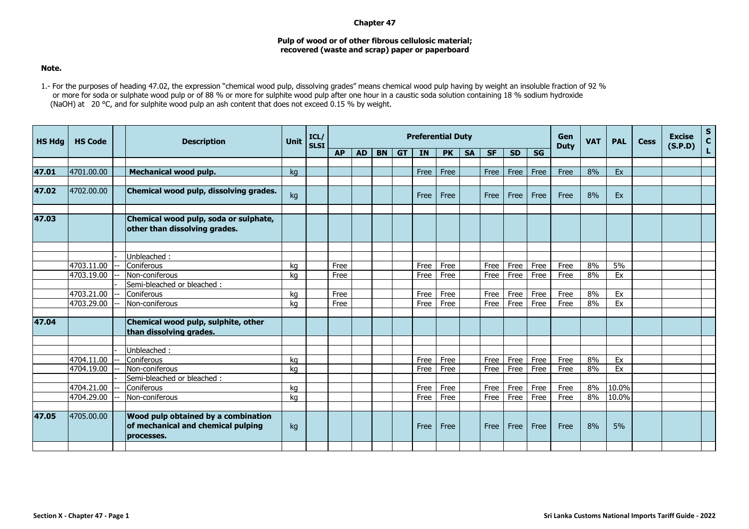# Chapter 47

## Pulp of wood or of other fibrous cellulosic material; recovered (waste and scrap) paper or paperboard

**Note.**

1.- For the purposes of heading 47.02, the expression "chemical wood pulp, dissolving grades" means chemical wood pulp having by weight an insoluble fraction of 92 % or more for soda or sulphate wood pulp or of 88 % or more for sulphite wood pulp after one hour in a caustic soda solution containing 18 % sodium hydroxide (NaOH) at 20 °C, and for sulphite wood pulp an ash content that does not exceed 0.15 % by weight.

| HS Hdg | HS Code | | Description | Unit | ICL/ SLSI | Preferential Duty | | | | | | | | | | Gen Duty | VAT | PAL | Cess | Excise (S.P.D) | SCL |
|---|---|---|---|---|---|---|---|---|---|---|---|---|---|---|---|---|---|---|---|---|---|
| | | | | | | AP | AD | BN | GT | IN | PK | SA | SF | SD | SG | | | | | | |
| **47.01** | 4701.00.00 | | **Mechanical wood pulp.** | kg | | | | | | Free | Free | | Free | Free | Free | Free | 8% | Ex | | | |
| **47.02** | 4702.00.00 | | **Chemical wood pulp, dissolving grades.** | kg | | | | | | Free | Free | | Free | Free | Free | Free | 8% | Ex | | | |
| **47.03** | | | **Chemical wood pulp, soda or sulphate, other than dissolving grades.** | | | | | | | | | | | | | | | | | | |
| | | - | Unbleached : | | | | | | | | | | | | | | | | | | |
| | 4703.11.00 | -- | Coniferous | kg | | Free | | | | Free | Free | | Free | Free | Free | Free | 8% | 5% | | | |
| | 4703.19.00 | -- | Non-coniferous | kg | | Free | | | | Free | Free | | Free | Free | Free | Free | 8% | Ex | | | |
| | | - | Semi-bleached or bleached : | | | | | | | | | | | | | | | | | | |
| | 4703.21.00 | -- | Coniferous | kg | | Free | | | | Free | Free | | Free | Free | Free | Free | 8% | Ex | | | |
| | 4703.29.00 | -- | Non-coniferous | kg | | Free | | | | Free | Free | | Free | Free | Free | Free | 8% | Ex | | | |
| **47.04** | | | **Chemical wood pulp, sulphite, other than dissolving grades.** | | | | | | | | | | | | | | | | | | |
| | | - | Unbleached : | | | | | | | | | | | | | | | | | | |
| | 4704.11.00 | -- | Coniferous | kg | | | | | | Free | Free | | Free | Free | Free | Free | 8% | Ex | | | |
| | 4704.19.00 | -- | Non-coniferous | kg | | | | | | Free | Free | | Free | Free | Free | Free | 8% | Ex | | | |
| | | - | Semi-bleached or bleached : | | | | | | | | | | | | | | | | | | |
| | 4704.21.00 | -- | Coniferous | kg | | | | | | Free | Free | | Free | Free | Free | Free | 8% | 10.0% | | | |
| | 4704.29.00 | -- | Non-coniferous | kg | | | | | | Free | Free | | Free | Free | Free | Free | 8% | 10.0% | | | |
| **47.05** | 4705.00.00 | | **Wood pulp obtained by a combination of mechanical and chemical pulping processes.** | kg | | | | | | Free | Free | | Free | Free | Free | Free | 8% | 5% | | | |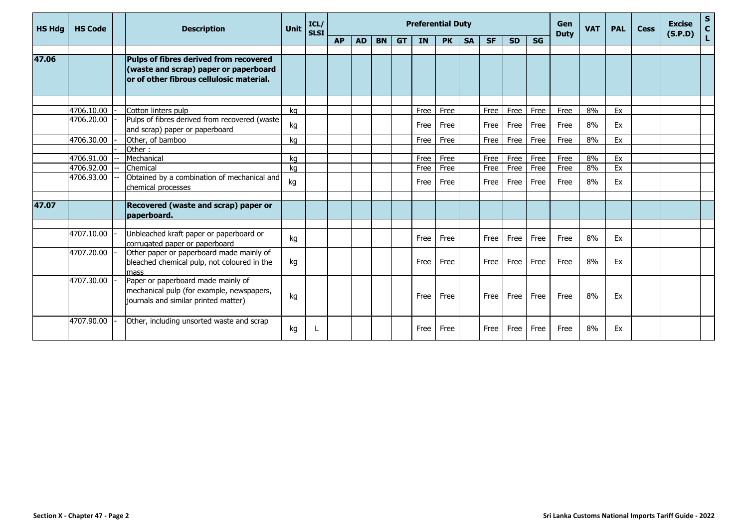| HS Hdg | HS Code | | Description | Unit | ICL/SLSI | Preferential Duty | | | | | | | | | | Gen Duty | VAT | PAL | Cess | Excise (S.P.D) | SCL |
|---|---|---|---|---|---|---|---|---|---|---|---|---|---|---|---|---|---|---|---|---|---|
| | | | | | | AP | AD | BN | GT | IN | PK | SA | SF | SD | SG | | | | | | |
| 47.06 | | | **Pulps of fibres derived from recovered (waste and scrap) paper or paperboard or of other fibrous cellulosic material.** | | | | | | | | | | | | | | | | | | |
| | 4706.10.00 | - | Cotton linters pulp | kg | | | | | | Free | Free | | Free | Free | Free | Free | 8% | Ex | | | |
| | 4706.20.00 | - | Pulps of fibres derived from recovered (waste and scrap) paper or paperboard | kg | | | | | | Free | Free | | Free | Free | Free | Free | 8% | Ex | | | |
| | 4706.30.00 | - | Other, of bamboo | kg | | | | | | Free | Free | | Free | Free | Free | Free | 8% | Ex | | | |
| | | - | Other : | | | | | | | | | | | | | | | | | | |
| | 4706.91.00 | -- | Mechanical | kg | | | | | | Free | Free | | Free | Free | Free | Free | 8% | Ex | | | |
| | 4706.92.00 | -- | Chemical | kg | | | | | | Free | Free | | Free | Free | Free | Free | 8% | Ex | | | |
| | 4706.93.00 | -- | Obtained by a combination of mechanical and chemical processes | kg | | | | | | Free | Free | | Free | Free | Free | Free | 8% | Ex | | | |
| 47.07 | | | **Recovered (waste and scrap) paper or paperboard.** | | | | | | | | | | | | | | | | | | |
| | 4707.10.00 | - | Unbleached kraft paper or paperboard or corrugated paper or paperboard | kg | | | | | | Free | Free | | Free | Free | Free | Free | 8% | Ex | | | |
| | 4707.20.00 | - | Other paper or paperboard made mainly of bleached chemical pulp, not coloured in the mass | kg | | | | | | Free | Free | | Free | Free | Free | Free | 8% | Ex | | | |
| | 4707.30.00 | - | Paper or paperboard made mainly of mechanical pulp (for example, newspapers, journals and similar printed matter) | kg | | | | | | Free | Free | | Free | Free | Free | Free | 8% | Ex | | | |
| | 4707.90.00 | - | Other, including unsorted waste and scrap | kg | L | | | | | Free | Free | | Free | Free | Free | Free | 8% | Ex | | | |